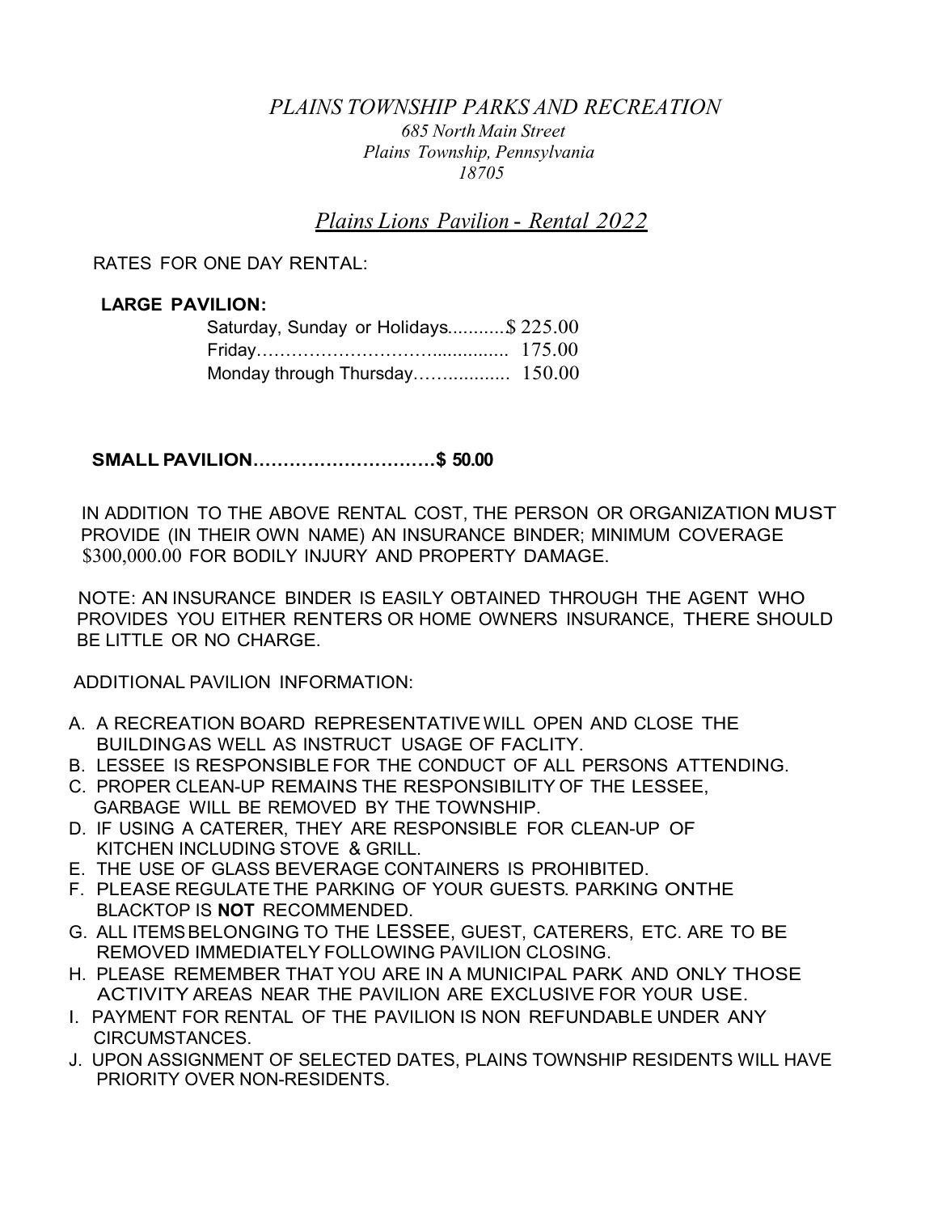# *PLAINS TOWNSHIP PARKS AND RECREATION*

*685 North Main Street*
*Plains Township, Pennsylvania*
*18705*

## *Plains Lions Pavilion - Rental 2022*

RATES FOR ONE DAY RENTAL:

**LARGE PAVILION:**

Saturday, Sunday or Holidays...........$ 225.00
Friday………………………............... 175.00
Monday through Thursday…............... 150.00

**SMALL PAVILION…………………………$ 50.00**

IN ADDITION TO THE ABOVE RENTAL COST, THE PERSON OR ORGANIZATION MUST PROVIDE (IN THEIR OWN NAME) AN INSURANCE BINDER; MINIMUM COVERAGE $300,000.00 FOR BODILY INJURY AND PROPERTY DAMAGE.

NOTE: AN INSURANCE BINDER IS EASILY OBTAINED THROUGH THE AGENT WHO PROVIDES YOU EITHER RENTERS OR HOME OWNERS INSURANCE, THERE SHOULD BE LITTLE OR NO CHARGE.

ADDITIONAL PAVILION INFORMATION:

A. A RECREATION BOARD REPRESENTATIVE WILL OPEN AND CLOSE THE BUILDINGAS WELL AS INSTRUCT USAGE OF FACLITY.
B. LESSEE IS RESPONSIBLE FOR THE CONDUCT OF ALL PERSONS ATTENDING.
C. PROPER CLEAN-UP REMAINS THE RESPONSIBILITY OF THE LESSEE, GARBAGE WILL BE REMOVED BY THE TOWNSHIP.
D. IF USING A CATERER, THEY ARE RESPONSIBLE FOR CLEAN-UP OF KITCHEN INCLUDING STOVE & GRILL.
E. THE USE OF GLASS BEVERAGE CONTAINERS IS PROHIBITED.
F. PLEASE REGULATE THE PARKING OF YOUR GUESTS. PARKING ONTHE BLACKTOP IS **NOT** RECOMMENDED.
G. ALL ITEMSBELONGING TO THE LESSEE, GUEST, CATERERS, ETC. ARE TO BE REMOVED IMMEDIATELY FOLLOWING PAVILION CLOSING.
H. PLEASE REMEMBER THAT YOU ARE IN A MUNICIPAL PARK AND ONLY THOSE ACTIVITY AREAS NEAR THE PAVILION ARE EXCLUSIVE FOR YOUR USE.
I. PAYMENT FOR RENTAL OF THE PAVILION IS NON REFUNDABLE UNDER ANY CIRCUMSTANCES.
J. UPON ASSIGNMENT OF SELECTED DATES, PLAINS TOWNSHIP RESIDENTS WILL HAVE PRIORITY OVER NON-RESIDENTS.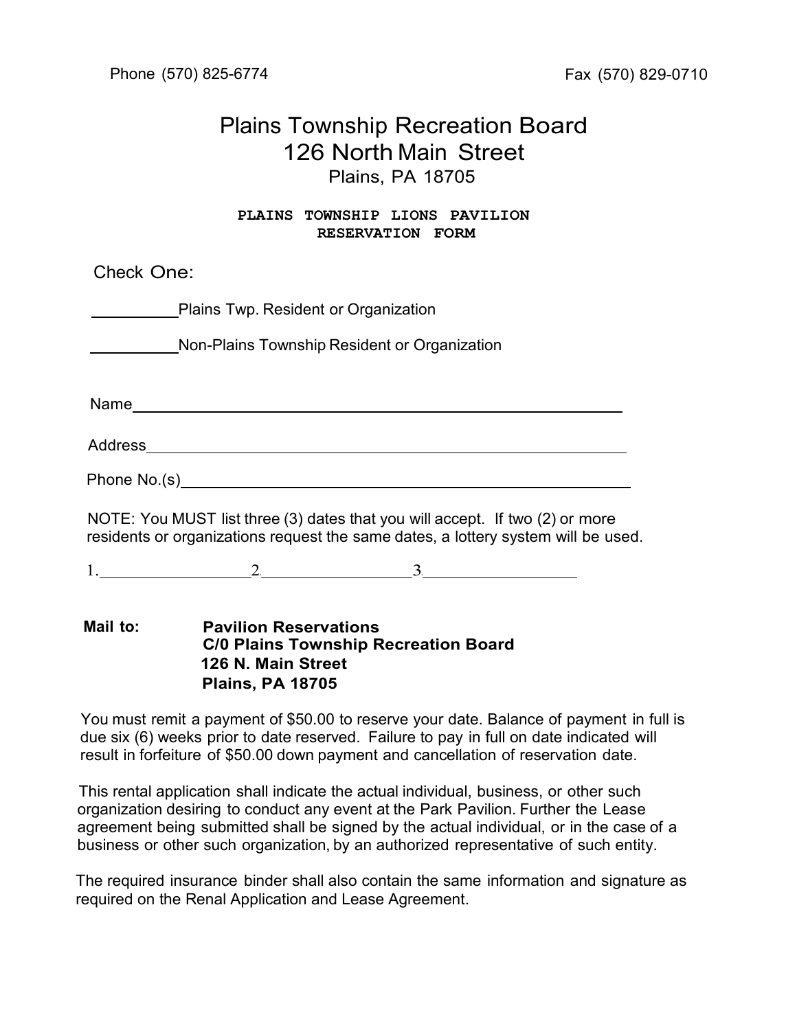Phone (570) 825-6774 Fax (570) 829-0710

# Plains Township Recreation Board
## 126 North Main Street
Plains, PA 18705

**PLAINS TOWNSHIP LIONS PAVILION**
**RESERVATION FORM**

Check One:

__________Plains Twp. Resident or Organization

__________Non-Plains Township Resident or Organization

Name______________________________________________________

Address____________________________________________________

Phone No.(s)________________________________________________

NOTE: You MUST list three (3) dates that you will accept. If two (2) or more residents or organizations request the same dates, a lottery system will be used.

1.__________________2.__________________3.__________________

**Mail to:** **Pavilion Reservations**
**C/0 Plains Township Recreation Board**
**126 N. Main Street**
**Plains, PA 18705**

You must remit a payment of $50.00 to reserve your date. Balance of payment in full is due six (6) weeks prior to date reserved. Failure to pay in full on date indicated will result in forfeiture of $50.00 down payment and cancellation of reservation date.

This rental application shall indicate the actual individual, business, or other such organization desiring to conduct any event at the Park Pavilion. Further the Lease agreement being submitted shall be signed by the actual individual, or in the case of a business or other such organization, by an authorized representative of such entity.

The required insurance binder shall also contain the same information and signature as required on the Renal Application and Lease Agreement.